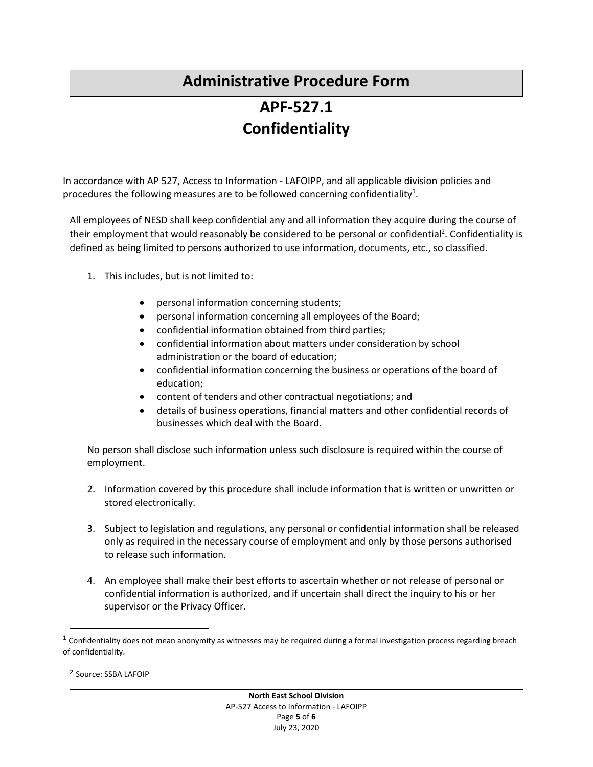# Administrative Procedure Form

## APF-527.1
## Confidentiality

In accordance with AP 527, Access to Information - LAFOIPP, and all applicable division policies and procedures the following measures are to be followed concerning confidentiality[1].

All employees of NESD shall keep confidential any and all information they acquire during the course of their employment that would reasonably be considered to be personal or confidential[2]. Confidentiality is defined as being limited to persons authorized to use information, documents, etc., so classified.

1. This includes, but is not limited to:

    - personal information concerning students;
    - personal information concerning all employees of the Board;
    - confidential information obtained from third parties;
    - confidential information about matters under consideration by school administration or the board of education;
    - confidential information concerning the business or operations of the board of education;
    - content of tenders and other contractual negotiations; and
    - details of business operations, financial matters and other confidential records of businesses which deal with the Board.

No person shall disclose such information unless such disclosure is required within the course of employment.

2. Information covered by this procedure shall include information that is written or unwritten or stored electronically.

3. Subject to legislation and regulations, any personal or confidential information shall be released only as required in the necessary course of employment and only by those persons authorised to release such information.

4. An employee shall make their best efforts to ascertain whether or not release of personal or confidential information is authorized, and if uncertain shall direct the inquiry to his or her supervisor or the Privacy Officer.

---

[1] Confidentiality does not mean anonymity as witnesses may be required during a formal investigation process regarding breach of confidentiality.

[2] Source: SSBA LAFOIP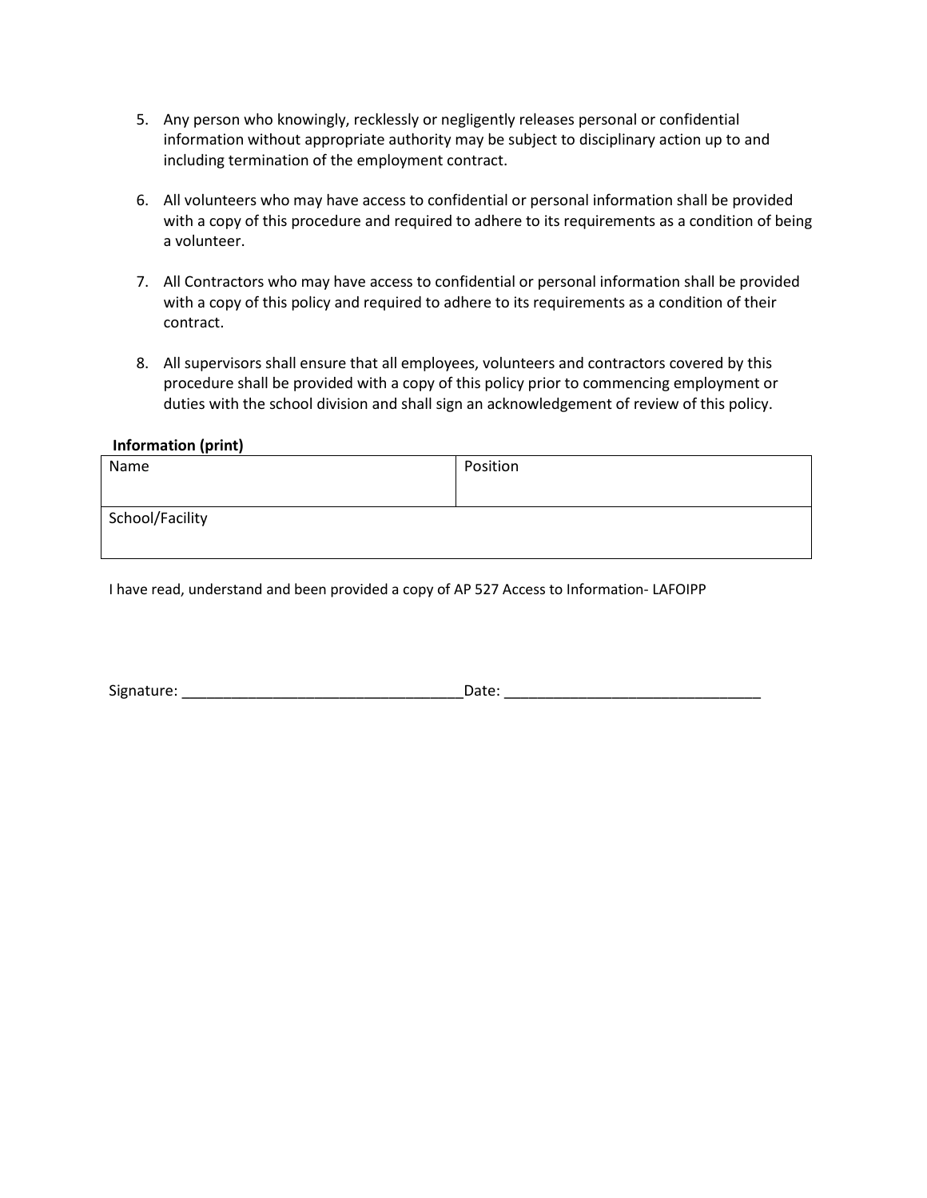5. Any person who knowingly, recklessly or negligently releases personal or confidential information without appropriate authority may be subject to disciplinary action up to and including termination of the employment contract.

6. All volunteers who may have access to confidential or personal information shall be provided with a copy of this procedure and required to adhere to its requirements as a condition of being a volunteer.

7. All Contractors who may have access to confidential or personal information shall be provided with a copy of this policy and required to adhere to its requirements as a condition of their contract.

8. All supervisors shall ensure that all employees, volunteers and contractors covered by this procedure shall be provided with a copy of this policy prior to commencing employment or duties with the school division and shall sign an acknowledgement of review of this policy.

**Information (print)**

| | |
|---|---|
| Name | Position |
| School/Facility | |

I have read, understand and been provided a copy of AP 527 Access to Information- LAFOIPP

Signature: ___________________________________Date: ________________________________